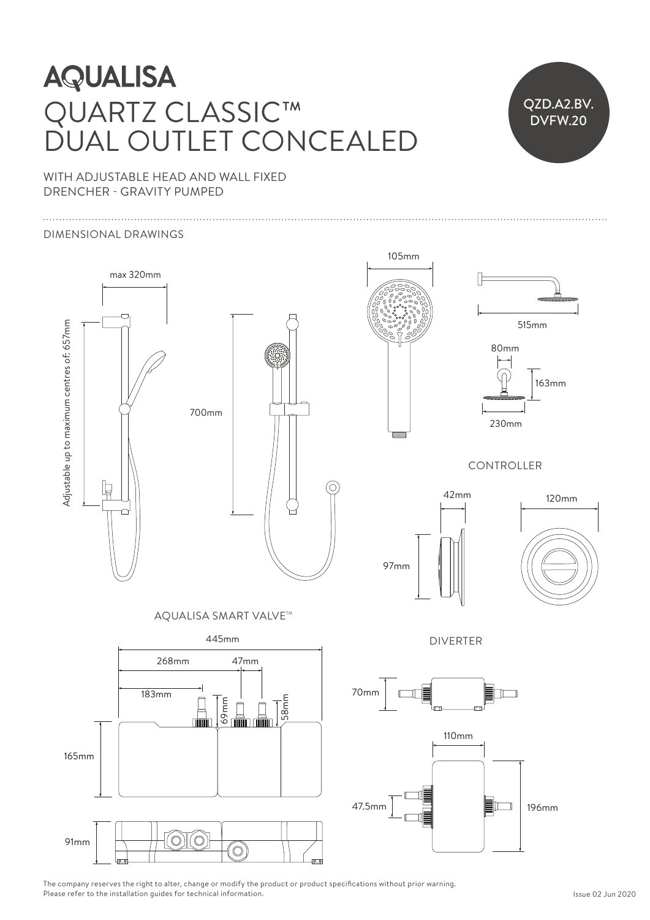# AQUALISA

# QUARTZ CLASSIC™ DUAL OUTLET CONCEALED

QZD.A2.BV.DVFW.20

WITH ADJUSTABLE HEAD AND WALL FIXED DRENCHER - GRAVITY PUMPED

DIMENSIONAL DRAWINGS

max 320mm

Adjustable up to maximum centres of: 657mm

700mm

105mm

515mm

80mm

163mm

230mm

CONTROLLER

42mm

120mm

97mm

AQUALISA SMART VALVE™

445mm

268mm

47mm

183mm

69mm

58mm

165mm

91mm

DIVERTER

70mm

110mm

47.5mm

196mm

The company reserves the right to alter, change or modify the product or product specifications without prior warning.
Please refer to the installation guides for technical information.

Issue 02 Jun 2020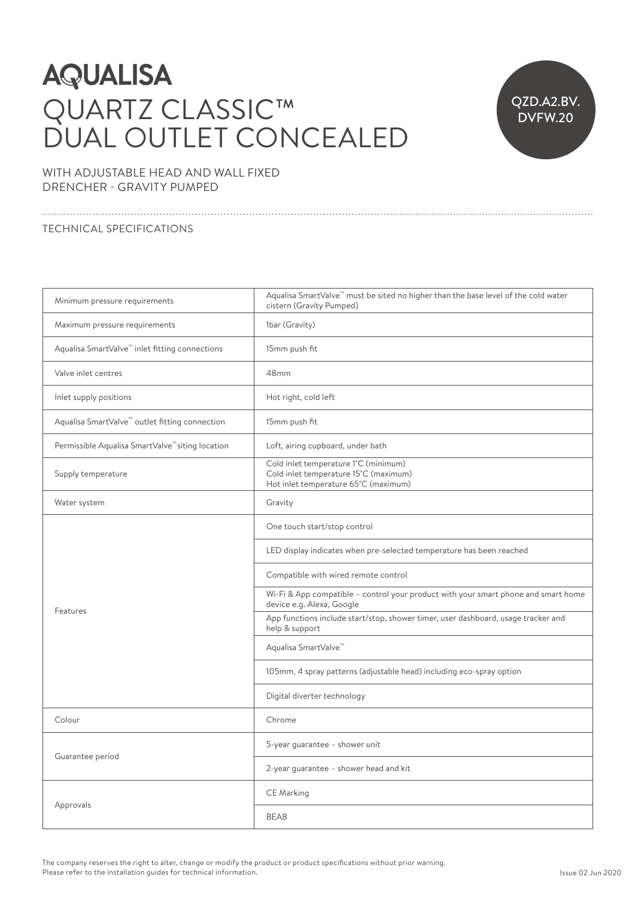# AQUALISA

# QUARTZ CLASSIC™ DUAL OUTLET CONCEALED

QZD.A2.BV.DVFW.20

WITH ADJUSTABLE HEAD AND WALL FIXED DRENCHER - GRAVITY PUMPED

## TECHNICAL SPECIFICATIONS

| | |
|---|---|
| Minimum pressure requirements | Aqualisa SmartValve™ must be sited no higher than the base level of the cold water cistern (Gravity Pumped) |
| Maximum pressure requirements | 1bar (Gravity) |
| Aqualisa SmartValve™ inlet fitting connections | 15mm push fit |
| Valve inlet centres | 48mm |
| Inlet supply positions | Hot right, cold left |
| Aqualisa SmartValve™ outlet fitting connection | 15mm push fit |
| Permissible Aqualisa SmartValve™ siting location | Loft, airing cupboard, under bath |
| Supply temperature | Cold inlet temperature 1°C (minimum)<br>Cold inlet temperature 15°C (maximum)<br>Hot inlet temperature 65°C (maximum) |
| Water system | Gravity |
| Features | One touch start/stop control |
| | LED display indicates when pre-selected temperature has been reached |
| | Compatible with wired remote control |
| | Wi-Fi & App compatible – control your product with your smart phone and smart home device e.g. Alexa, Google |
| | App functions include start/stop, shower timer, user dashboard, usage tracker and help & support |
| | Aqualisa SmartValve™ |
| | 105mm, 4 spray patterns (adjustable head) including eco-spray option |
| | Digital diverter technology |
| Colour | Chrome |
| Guarantee period | 5-year guarantee – shower unit |
| | 2-year guarantee – shower head and kit |
| Approvals | CE Marking |
| | BEAB |

The company reserves the right to alter, change or modify the product or product specifications without prior warning.
Please refer to the installation guides for technical information.

Issue 02 Jun 2020